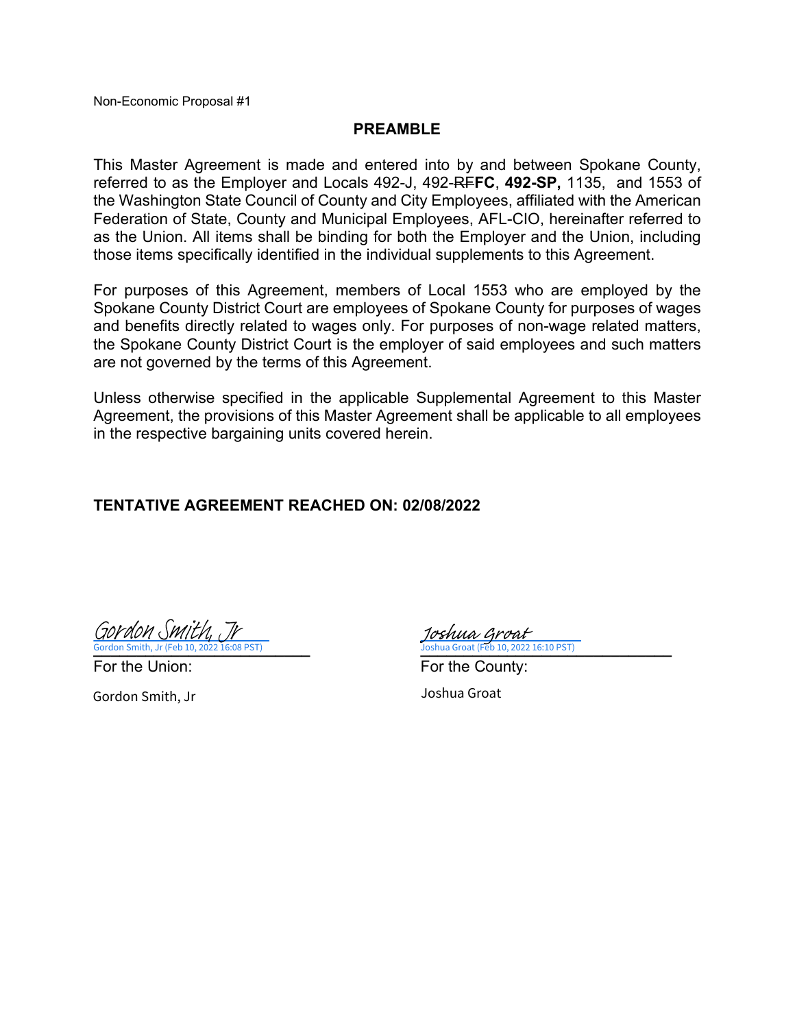Non-Economic Proposal #1

## PREAMBLE

This Master Agreement is made and entered into by and between Spokane County, referred to as the Employer and Locals 492-J, 492-~~RF~~**FC**, **492-SP,** 1135, and 1553 of the Washington State Council of County and City Employees, affiliated with the American Federation of State, County and Municipal Employees, AFL-CIO, hereinafter referred to as the Union. All items shall be binding for both the Employer and the Union, including those items specifically identified in the individual supplements to this Agreement.

For purposes of this Agreement, members of Local 1553 who are employed by the Spokane County District Court are employees of Spokane County for purposes of wages and benefits directly related to wages only. For purposes of non-wage related matters, the Spokane County District Court is the employer of said employees and such matters are not governed by the terms of this Agreement.

Unless otherwise specified in the applicable Supplemental Agreement to this Master Agreement, the provisions of this Master Agreement shall be applicable to all employees in the respective bargaining units covered herein.

**TENTATIVE AGREEMENT REACHED ON: 02/08/2022**

Gordon Smith, Jr
Gordon Smith, Jr (Feb 10, 2022 16:08 PST)
For the Union:
Gordon Smith, Jr

Joshua Groat
Joshua Groat (Feb 10, 2022 16:10 PST)
For the County:
Joshua Groat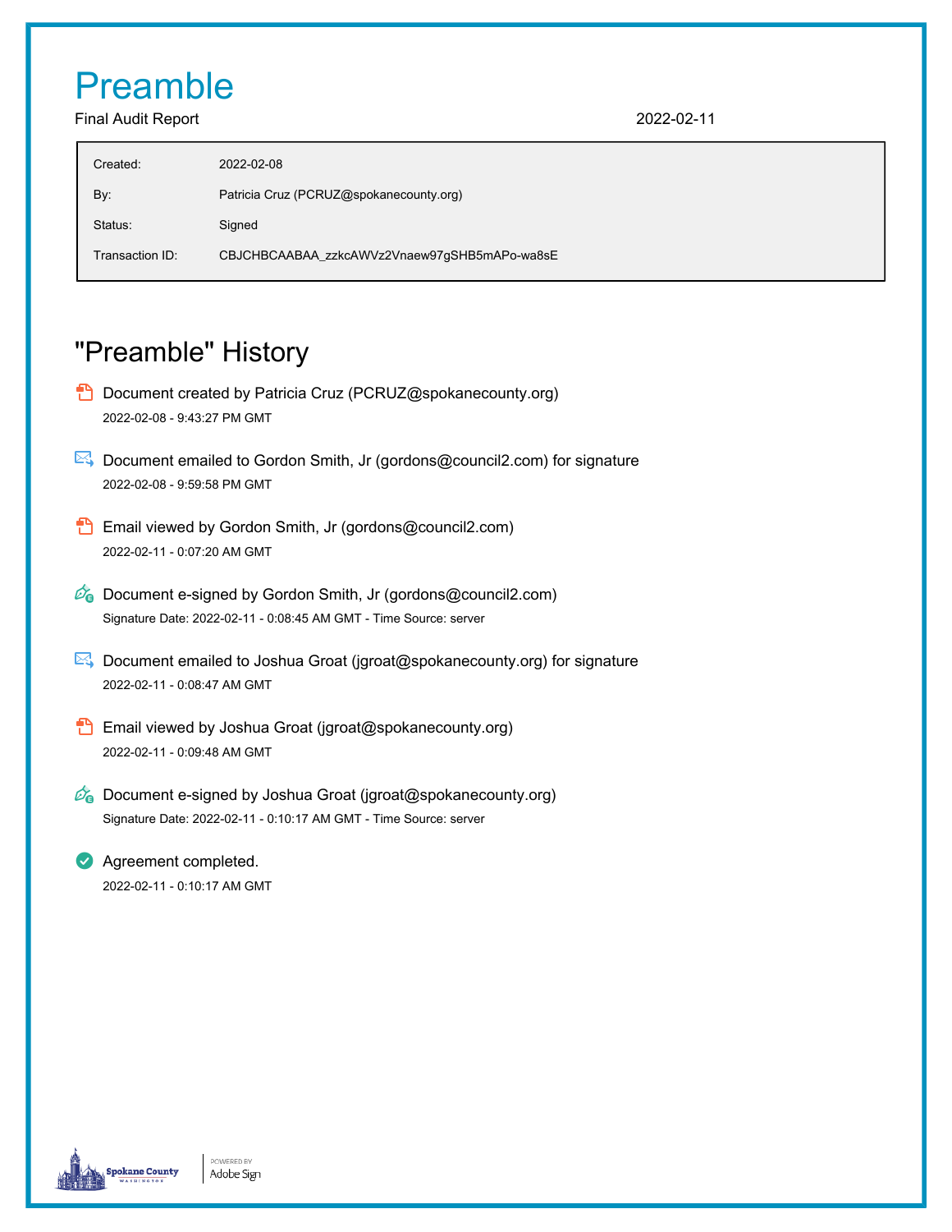# Preamble

Final Audit Report 2022-02-11

| | |
|---|---|
| Created: | 2022-02-08 |
| By: | Patricia Cruz (PCRUZ@spokanecounty.org) |
| Status: | Signed |
| Transaction ID: | CBJCHBCAABAA_zzkcAWVz2Vnaew97gSHB5mAPo-wa8sE |

## "Preamble" History

- Document created by Patricia Cruz (PCRUZ@spokanecounty.org)
  2022-02-08 - 9:43:27 PM GMT

- Document emailed to Gordon Smith, Jr (gordons@council2.com) for signature
  2022-02-08 - 9:59:58 PM GMT

- Email viewed by Gordon Smith, Jr (gordons@council2.com)
  2022-02-11 - 0:07:20 AM GMT

- Document e-signed by Gordon Smith, Jr (gordons@council2.com)
  Signature Date: 2022-02-11 - 0:08:45 AM GMT - Time Source: server

- Document emailed to Joshua Groat (jgroat@spokanecounty.org) for signature
  2022-02-11 - 0:08:47 AM GMT

- Email viewed by Joshua Groat (jgroat@spokanecounty.org)
  2022-02-11 - 0:09:48 AM GMT

- Document e-signed by Joshua Groat (jgroat@spokanecounty.org)
  Signature Date: 2022-02-11 - 0:10:17 AM GMT - Time Source: server

- Agreement completed.
  2022-02-11 - 0:10:17 AM GMT

Spokane County WASHINGTON | POWERED BY Adobe Sign